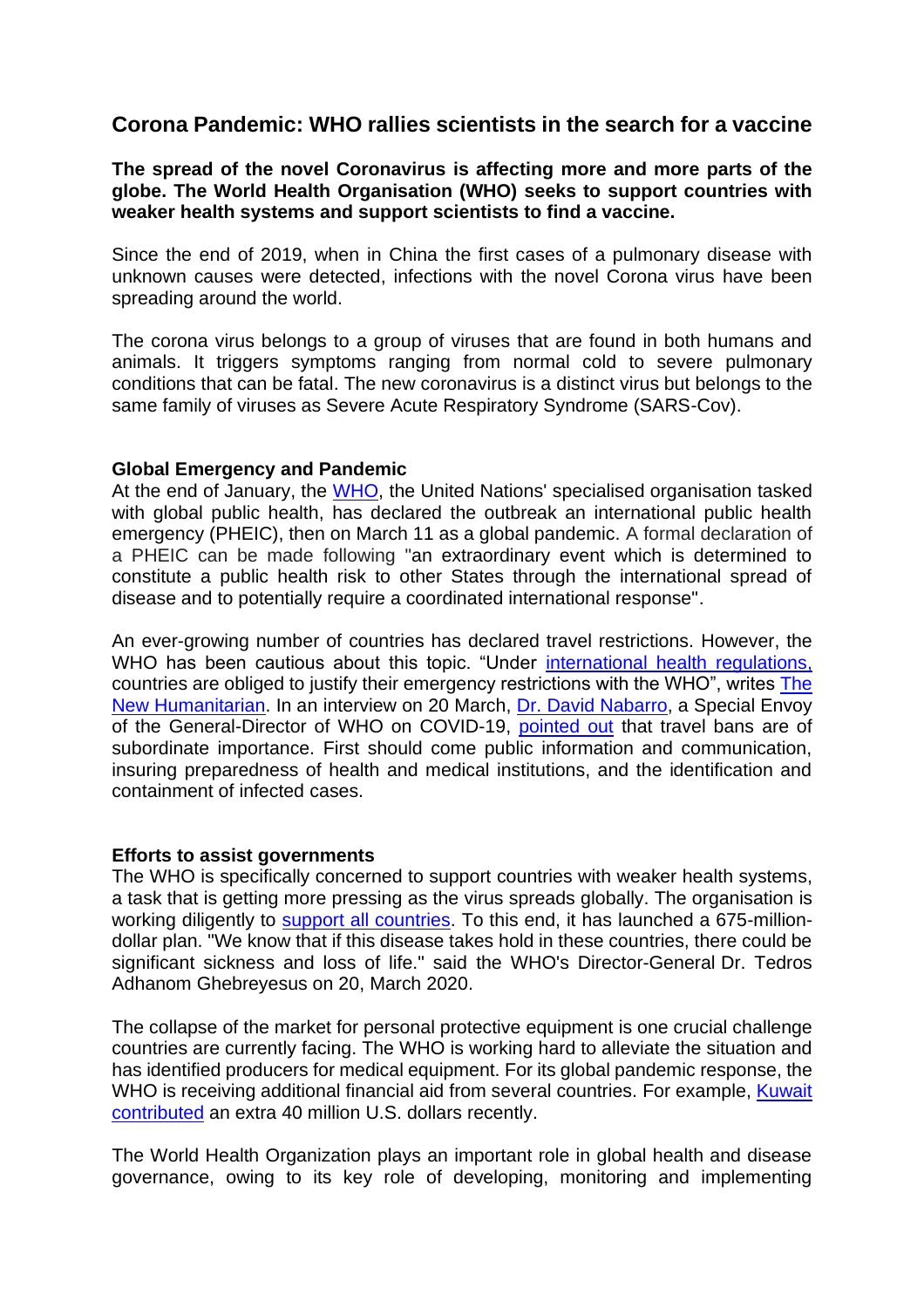## Corona Pandemic: WHO rallies scientists in the search for a vaccine

**The spread of the novel Coronavirus is affecting more and more parts of the globe. The World Health Organisation (WHO) seeks to support countries with weaker health systems and support scientists to find a vaccine.**

Since the end of 2019, when in China the first cases of a pulmonary disease with unknown causes were detected, infections with the novel Corona virus have been spreading around the world.

The corona virus belongs to a group of viruses that are found in both humans and animals. It triggers symptoms ranging from normal cold to severe pulmonary conditions that can be fatal. The new coronavirus is a distinct virus but belongs to the same family of viruses as Severe Acute Respiratory Syndrome (SARS-Cov).

**Global Emergency and Pandemic**

At the end of January, the WHO, the United Nations' specialised organisation tasked with global public health, has declared the outbreak an international public health emergency (PHEIC), then on March 11 as a global pandemic. A formal declaration of a PHEIC can be made following "an extraordinary event which is determined to constitute a public health risk to other States through the international spread of disease and to potentially require a coordinated international response".

An ever-growing number of countries has declared travel restrictions. However, the WHO has been cautious about this topic. "Under international health regulations, countries are obliged to justify their emergency restrictions with the WHO", writes The New Humanitarian. In an interview on 20 March, Dr. David Nabarro, a Special Envoy of the General-Director of WHO on COVID-19, pointed out that travel bans are of subordinate importance. First should come public information and communication, insuring preparedness of health and medical institutions, and the identification and containment of infected cases.

**Efforts to assist governments**

The WHO is specifically concerned to support countries with weaker health systems, a task that is getting more pressing as the virus spreads globally. The organisation is working diligently to support all countries. To this end, it has launched a 675-million-dollar plan. "We know that if this disease takes hold in these countries, there could be significant sickness and loss of life." said the WHO's Director-General Dr. Tedros Adhanom Ghebreyesus on 20, March 2020.

The collapse of the market for personal protective equipment is one crucial challenge countries are currently facing. The WHO is working hard to alleviate the situation and has identified producers for medical equipment. For its global pandemic response, the WHO is receiving additional financial aid from several countries. For example, Kuwait contributed an extra 40 million U.S. dollars recently.

The World Health Organization plays an important role in global health and disease governance, owing to its key role of developing, monitoring and implementing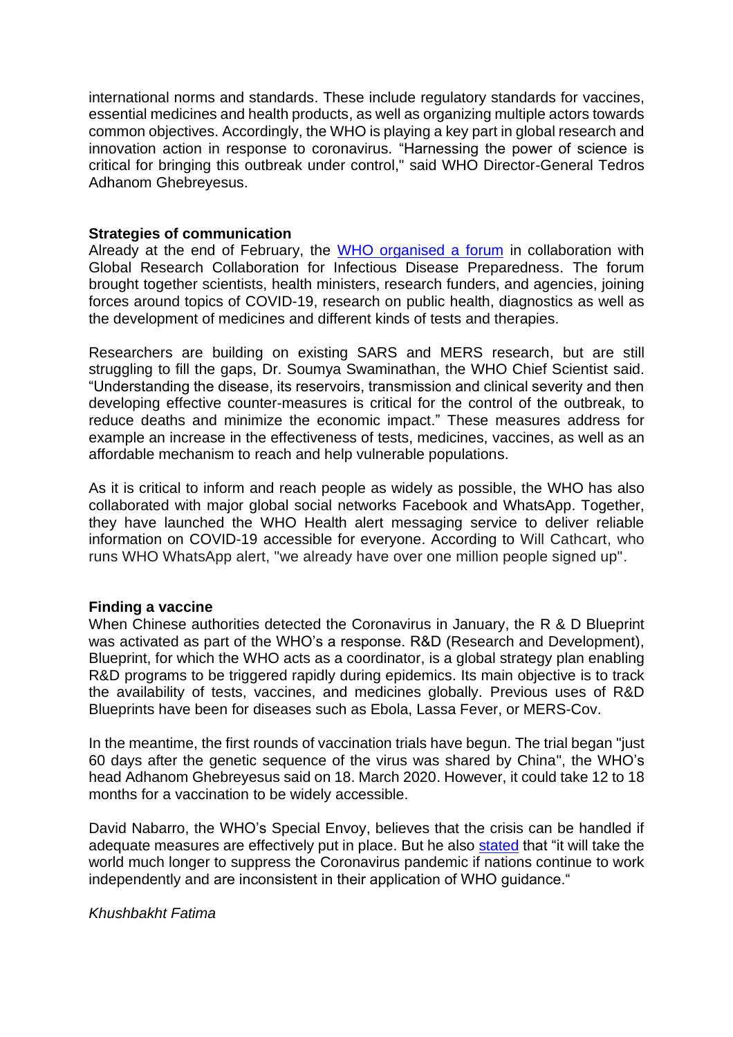international norms and standards. These include regulatory standards for vaccines, essential medicines and health products, as well as organizing multiple actors towards common objectives. Accordingly, the WHO is playing a key part in global research and innovation action in response to coronavirus. "Harnessing the power of science is critical for bringing this outbreak under control," said WHO Director-General Tedros Adhanom Ghebreyesus.

**Strategies of communication**

Already at the end of February, the WHO organised a forum in collaboration with Global Research Collaboration for Infectious Disease Preparedness. The forum brought together scientists, health ministers, research funders, and agencies, joining forces around topics of COVID-19, research on public health, diagnostics as well as the development of medicines and different kinds of tests and therapies.

Researchers are building on existing SARS and MERS research, but are still struggling to fill the gaps, Dr. Soumya Swaminathan, the WHO Chief Scientist said. "Understanding the disease, its reservoirs, transmission and clinical severity and then developing effective counter-measures is critical for the control of the outbreak, to reduce deaths and minimize the economic impact." These measures address for example an increase in the effectiveness of tests, medicines, vaccines, as well as an affordable mechanism to reach and help vulnerable populations.

As it is critical to inform and reach people as widely as possible, the WHO has also collaborated with major global social networks Facebook and WhatsApp. Together, they have launched the WHO Health alert messaging service to deliver reliable information on COVID-19 accessible for everyone. According to Will Cathcart, who runs WHO WhatsApp alert, "we already have over one million people signed up".

**Finding a vaccine**

When Chinese authorities detected the Coronavirus in January, the R & D Blueprint was activated as part of the WHO's a response. R&D (Research and Development), Blueprint, for which the WHO acts as a coordinator, is a global strategy plan enabling R&D programs to be triggered rapidly during epidemics. Its main objective is to track the availability of tests, vaccines, and medicines globally. Previous uses of R&D Blueprints have been for diseases such as Ebola, Lassa Fever, or MERS-Cov.

In the meantime, the first rounds of vaccination trials have begun. The trial began "just 60 days after the genetic sequence of the virus was shared by China", the WHO's head Adhanom Ghebreyesus said on 18. March 2020. However, it could take 12 to 18 months for a vaccination to be widely accessible.

David Nabarro, the WHO's Special Envoy, believes that the crisis can be handled if adequate measures are effectively put in place. But he also stated that "it will take the world much longer to suppress the Coronavirus pandemic if nations continue to work independently and are inconsistent in their application of WHO guidance."

*Khushbakht Fatima*